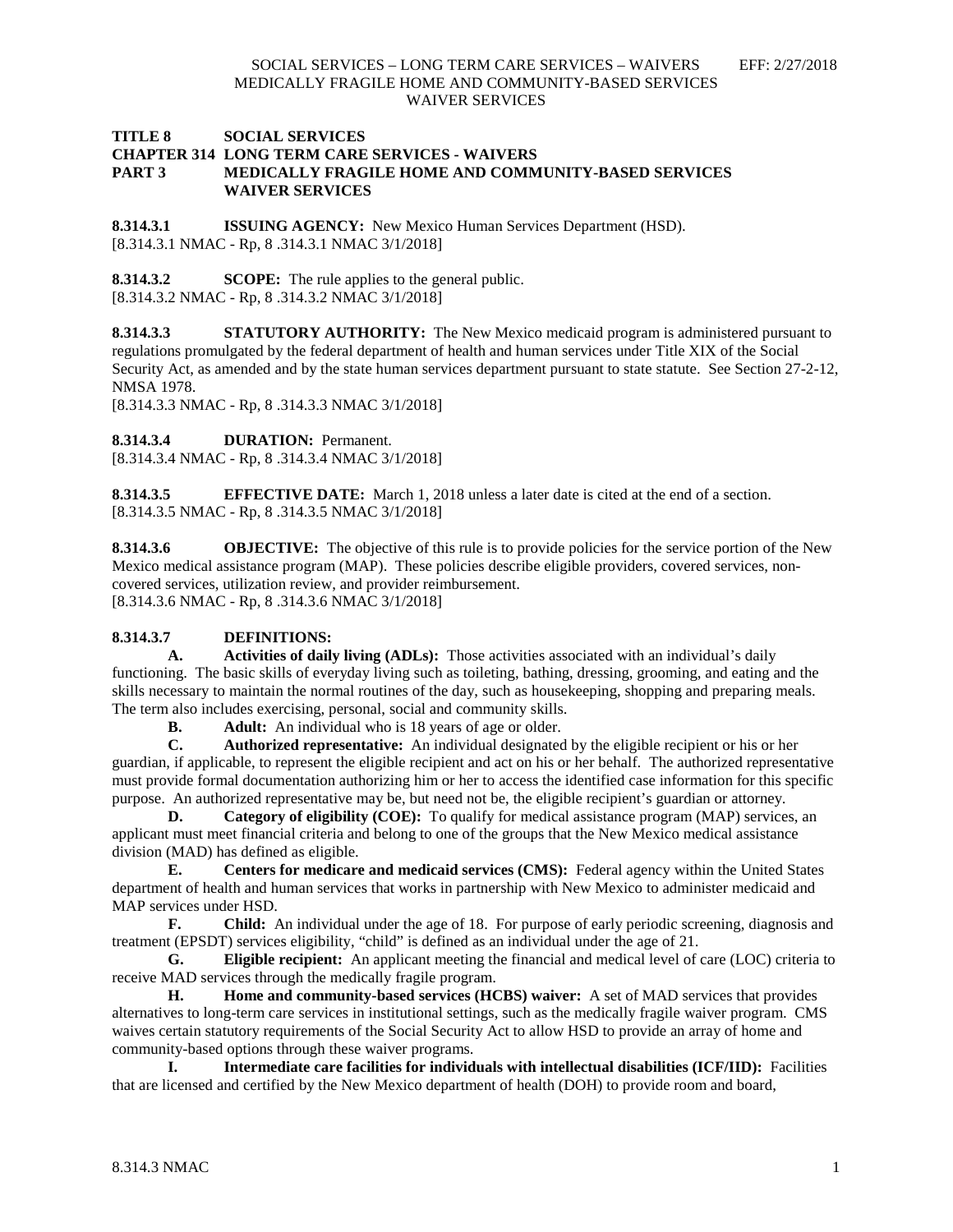# TITLE 8 SOCIAL SERVICES
## CHAPTER 314 LONG TERM CARE SERVICES - WAIVERS
## PART 3 MEDICALLY FRAGILE HOME AND COMMUNITY-BASED SERVICES WAIVER SERVICES

**8.314.3.1 ISSUING AGENCY:** New Mexico Human Services Department (HSD).
[8.314.3.1 NMAC - Rp, 8 .314.3.1 NMAC 3/1/2018]

**8.314.3.2 SCOPE:** The rule applies to the general public.
[8.314.3.2 NMAC - Rp, 8 .314.3.2 NMAC 3/1/2018]

**8.314.3.3 STATUTORY AUTHORITY:** The New Mexico medicaid program is administered pursuant to regulations promulgated by the federal department of health and human services under Title XIX of the Social Security Act, as amended and by the state human services department pursuant to state statute. See Section 27-2-12, NMSA 1978.
[8.314.3.3 NMAC - Rp, 8 .314.3.3 NMAC 3/1/2018]

**8.314.3.4 DURATION:** Permanent.
[8.314.3.4 NMAC - Rp, 8 .314.3.4 NMAC 3/1/2018]

**8.314.3.5 EFFECTIVE DATE:** March 1, 2018 unless a later date is cited at the end of a section.
[8.314.3.5 NMAC - Rp, 8 .314.3.5 NMAC 3/1/2018]

**8.314.3.6 OBJECTIVE:** The objective of this rule is to provide policies for the service portion of the New Mexico medical assistance program (MAP). These policies describe eligible providers, covered services, non-covered services, utilization review, and provider reimbursement.
[8.314.3.6 NMAC - Rp, 8 .314.3.6 NMAC 3/1/2018]

**8.314.3.7 DEFINITIONS:**

**A. Activities of daily living (ADLs):** Those activities associated with an individual's daily functioning. The basic skills of everyday living such as toileting, bathing, dressing, grooming, and eating and the skills necessary to maintain the normal routines of the day, such as housekeeping, shopping and preparing meals. The term also includes exercising, personal, social and community skills.

**B. Adult:** An individual who is 18 years of age or older.

**C. Authorized representative:** An individual designated by the eligible recipient or his or her guardian, if applicable, to represent the eligible recipient and act on his or her behalf. The authorized representative must provide formal documentation authorizing him or her to access the identified case information for this specific purpose. An authorized representative may be, but need not be, the eligible recipient's guardian or attorney.

**D. Category of eligibility (COE):** To qualify for medical assistance program (MAP) services, an applicant must meet financial criteria and belong to one of the groups that the New Mexico medical assistance division (MAD) has defined as eligible.

**E. Centers for medicare and medicaid services (CMS):** Federal agency within the United States department of health and human services that works in partnership with New Mexico to administer medicaid and MAP services under HSD.

**F. Child:** An individual under the age of 18. For purpose of early periodic screening, diagnosis and treatment (EPSDT) services eligibility, "child" is defined as an individual under the age of 21.

**G. Eligible recipient:** An applicant meeting the financial and medical level of care (LOC) criteria to receive MAD services through the medically fragile program.

**H. Home and community-based services (HCBS) waiver:** A set of MAD services that provides alternatives to long-term care services in institutional settings, such as the medically fragile waiver program. CMS waives certain statutory requirements of the Social Security Act to allow HSD to provide an array of home and community-based options through these waiver programs.

**I. Intermediate care facilities for individuals with intellectual disabilities (ICF/IID):** Facilities that are licensed and certified by the New Mexico department of health (DOH) to provide room and board,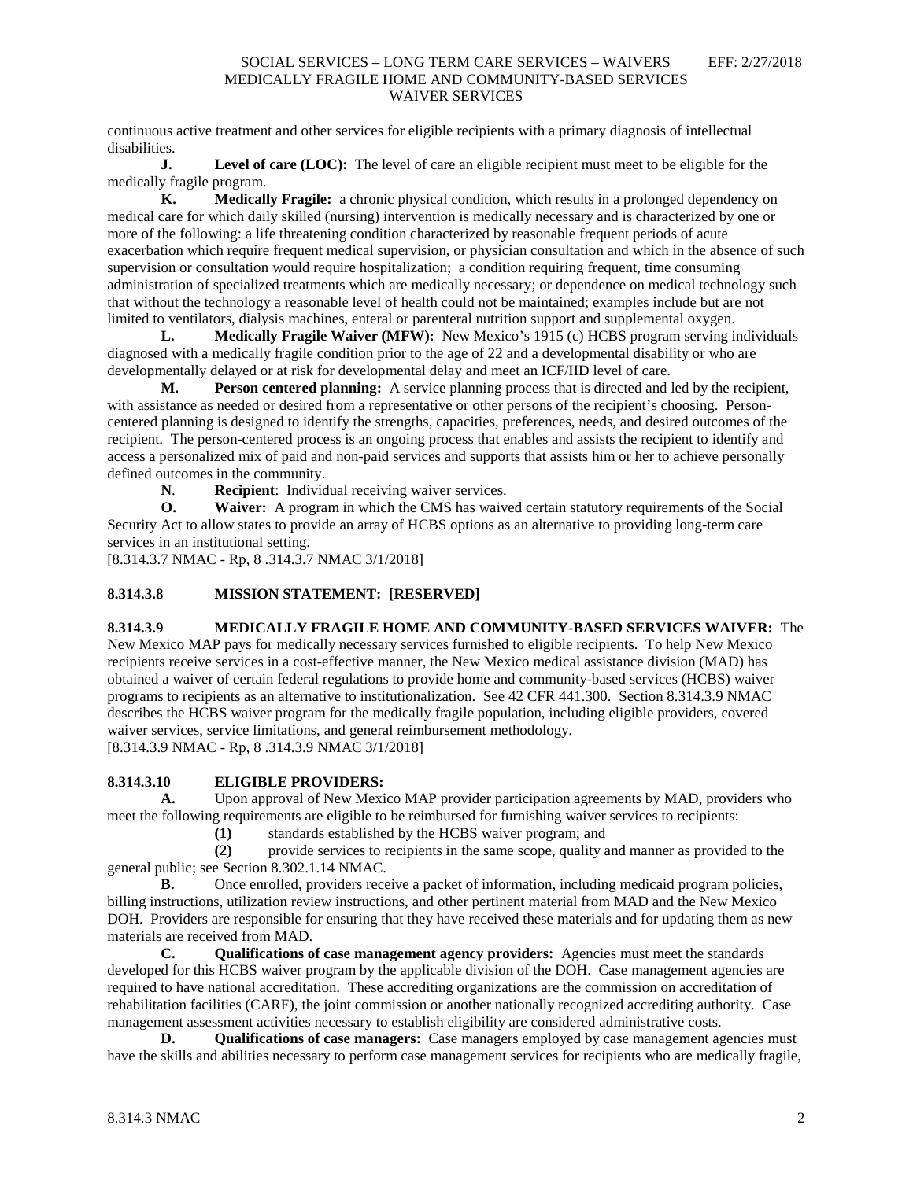continuous active treatment and other services for eligible recipients with a primary diagnosis of intellectual disabilities.

**J. Level of care (LOC):** The level of care an eligible recipient must meet to be eligible for the medically fragile program.

**K. Medically Fragile:** a chronic physical condition, which results in a prolonged dependency on medical care for which daily skilled (nursing) intervention is medically necessary and is characterized by one or more of the following: a life threatening condition characterized by reasonable frequent periods of acute exacerbation which require frequent medical supervision, or physician consultation and which in the absence of such supervision or consultation would require hospitalization; a condition requiring frequent, time consuming administration of specialized treatments which are medically necessary; or dependence on medical technology such that without the technology a reasonable level of health could not be maintained; examples include but are not limited to ventilators, dialysis machines, enteral or parenteral nutrition support and supplemental oxygen.

**L. Medically Fragile Waiver (MFW):** New Mexico's 1915 (c) HCBS program serving individuals diagnosed with a medically fragile condition prior to the age of 22 and a developmental disability or who are developmentally delayed or at risk for developmental delay and meet an ICF/IID level of care.

**M. Person centered planning:** A service planning process that is directed and led by the recipient, with assistance as needed or desired from a representative or other persons of the recipient's choosing. Person-centered planning is designed to identify the strengths, capacities, preferences, needs, and desired outcomes of the recipient. The person-centered process is an ongoing process that enables and assists the recipient to identify and access a personalized mix of paid and non-paid services and supports that assists him or her to achieve personally defined outcomes in the community.

**N. Recipient**: Individual receiving waiver services.

**O. Waiver:** A program in which the CMS has waived certain statutory requirements of the Social Security Act to allow states to provide an array of HCBS options as an alternative to providing long-term care services in an institutional setting.

[8.314.3.7 NMAC - Rp, 8 .314.3.7 NMAC 3/1/2018]

**8.314.3.8 MISSION STATEMENT: [RESERVED]**

**8.314.3.9 MEDICALLY FRAGILE HOME AND COMMUNITY-BASED SERVICES WAIVER:** The New Mexico MAP pays for medically necessary services furnished to eligible recipients. To help New Mexico recipients receive services in a cost-effective manner, the New Mexico medical assistance division (MAD) has obtained a waiver of certain federal regulations to provide home and community-based services (HCBS) waiver programs to recipients as an alternative to institutionalization. See 42 CFR 441.300. Section 8.314.3.9 NMAC describes the HCBS waiver program for the medically fragile population, including eligible providers, covered waiver services, service limitations, and general reimbursement methodology.

[8.314.3.9 NMAC - Rp, 8 .314.3.9 NMAC 3/1/2018]

**8.314.3.10 ELIGIBLE PROVIDERS:**

**A.** Upon approval of New Mexico MAP provider participation agreements by MAD, providers who meet the following requirements are eligible to be reimbursed for furnishing waiver services to recipients:

**(1)** standards established by the HCBS waiver program; and

**(2)** provide services to recipients in the same scope, quality and manner as provided to the general public; see Section 8.302.1.14 NMAC.

**B.** Once enrolled, providers receive a packet of information, including medicaid program policies, billing instructions, utilization review instructions, and other pertinent material from MAD and the New Mexico DOH. Providers are responsible for ensuring that they have received these materials and for updating them as new materials are received from MAD.

**C. Qualifications of case management agency providers:** Agencies must meet the standards developed for this HCBS waiver program by the applicable division of the DOH. Case management agencies are required to have national accreditation. These accrediting organizations are the commission on accreditation of rehabilitation facilities (CARF), the joint commission or another nationally recognized accrediting authority. Case management assessment activities necessary to establish eligibility are considered administrative costs.

**D. Qualifications of case managers:** Case managers employed by case management agencies must have the skills and abilities necessary to perform case management services for recipients who are medically fragile,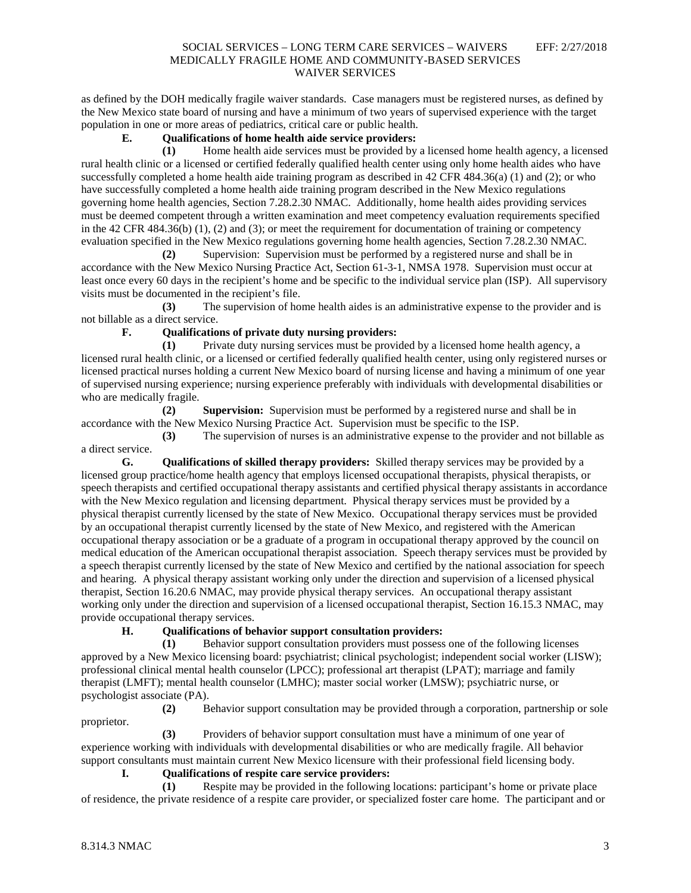as defined by the DOH medically fragile waiver standards. Case managers must be registered nurses, as defined by the New Mexico state board of nursing and have a minimum of two years of supervised experience with the target population in one or more areas of pediatrics, critical care or public health.

**E. Qualifications of home health aide service providers:**

**(1)** Home health aide services must be provided by a licensed home health agency, a licensed rural health clinic or a licensed or certified federally qualified health center using only home health aides who have successfully completed a home health aide training program as described in 42 CFR 484.36(a) (1) and (2); or who have successfully completed a home health aide training program described in the New Mexico regulations governing home health agencies, Section 7.28.2.30 NMAC. Additionally, home health aides providing services must be deemed competent through a written examination and meet competency evaluation requirements specified in the 42 CFR 484.36(b) (1), (2) and (3); or meet the requirement for documentation of training or competency evaluation specified in the New Mexico regulations governing home health agencies, Section 7.28.2.30 NMAC.

**(2)** Supervision: Supervision must be performed by a registered nurse and shall be in accordance with the New Mexico Nursing Practice Act, Section 61-3-1, NMSA 1978. Supervision must occur at least once every 60 days in the recipient's home and be specific to the individual service plan (ISP). All supervisory visits must be documented in the recipient's file.

**(3)** The supervision of home health aides is an administrative expense to the provider and is not billable as a direct service.

**F. Qualifications of private duty nursing providers:**

**(1)** Private duty nursing services must be provided by a licensed home health agency, a licensed rural health clinic, or a licensed or certified federally qualified health center, using only registered nurses or licensed practical nurses holding a current New Mexico board of nursing license and having a minimum of one year of supervised nursing experience; nursing experience preferably with individuals with developmental disabilities or who are medically fragile.

**(2) Supervision:** Supervision must be performed by a registered nurse and shall be in accordance with the New Mexico Nursing Practice Act. Supervision must be specific to the ISP.

**(3)** The supervision of nurses is an administrative expense to the provider and not billable as a direct service.

**G. Qualifications of skilled therapy providers:** Skilled therapy services may be provided by a licensed group practice/home health agency that employs licensed occupational therapists, physical therapists, or speech therapists and certified occupational therapy assistants and certified physical therapy assistants in accordance with the New Mexico regulation and licensing department. Physical therapy services must be provided by a physical therapist currently licensed by the state of New Mexico. Occupational therapy services must be provided by an occupational therapist currently licensed by the state of New Mexico, and registered with the American occupational therapy association or be a graduate of a program in occupational therapy approved by the council on medical education of the American occupational therapist association. Speech therapy services must be provided by a speech therapist currently licensed by the state of New Mexico and certified by the national association for speech and hearing. A physical therapy assistant working only under the direction and supervision of a licensed physical therapist, Section 16.20.6 NMAC, may provide physical therapy services. An occupational therapy assistant working only under the direction and supervision of a licensed occupational therapist, Section 16.15.3 NMAC, may provide occupational therapy services.

**H. Qualifications of behavior support consultation providers:**

**(1)** Behavior support consultation providers must possess one of the following licenses approved by a New Mexico licensing board: psychiatrist; clinical psychologist; independent social worker (LISW); professional clinical mental health counselor (LPCC); professional art therapist (LPAT); marriage and family therapist (LMFT); mental health counselor (LMHC); master social worker (LMSW); psychiatric nurse, or psychologist associate (PA).

**(2)** Behavior support consultation may be provided through a corporation, partnership or sole proprietor.

**(3)** Providers of behavior support consultation must have a minimum of one year of experience working with individuals with developmental disabilities or who are medically fragile. All behavior support consultants must maintain current New Mexico licensure with their professional field licensing body.

**I. Qualifications of respite care service providers:**

**(1)** Respite may be provided in the following locations: participant's home or private place of residence, the private residence of a respite care provider, or specialized foster care home. The participant and or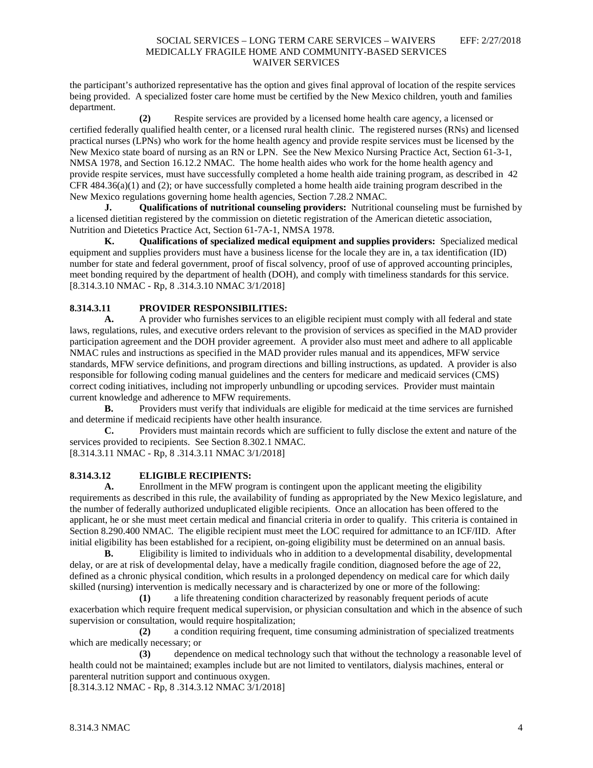the participant's authorized representative has the option and gives final approval of location of the respite services being provided. A specialized foster care home must be certified by the New Mexico children, youth and families department.

**(2)** Respite services are provided by a licensed home health care agency, a licensed or certified federally qualified health center, or a licensed rural health clinic. The registered nurses (RNs) and licensed practical nurses (LPNs) who work for the home health agency and provide respite services must be licensed by the New Mexico state board of nursing as an RN or LPN. See the New Mexico Nursing Practice Act, Section 61-3-1, NMSA 1978, and Section 16.12.2 NMAC. The home health aides who work for the home health agency and provide respite services, must have successfully completed a home health aide training program, as described in 42 CFR 484.36(a)(1) and (2); or have successfully completed a home health aide training program described in the New Mexico regulations governing home health agencies, Section 7.28.2 NMAC.

**J. Qualifications of nutritional counseling providers:** Nutritional counseling must be furnished by a licensed dietitian registered by the commission on dietetic registration of the American dietetic association, Nutrition and Dietetics Practice Act, Section 61-7A-1, NMSA 1978.

**K. Qualifications of specialized medical equipment and supplies providers:** Specialized medical equipment and supplies providers must have a business license for the locale they are in, a tax identification (ID) number for state and federal government, proof of fiscal solvency, proof of use of approved accounting principles, meet bonding required by the department of health (DOH), and comply with timeliness standards for this service.
[8.314.3.10 NMAC - Rp, 8 .314.3.10 NMAC 3/1/2018]

**8.314.3.11 PROVIDER RESPONSIBILITIES:**

**A.** A provider who furnishes services to an eligible recipient must comply with all federal and state laws, regulations, rules, and executive orders relevant to the provision of services as specified in the MAD provider participation agreement and the DOH provider agreement. A provider also must meet and adhere to all applicable NMAC rules and instructions as specified in the MAD provider rules manual and its appendices, MFW service standards, MFW service definitions, and program directions and billing instructions, as updated. A provider is also responsible for following coding manual guidelines and the centers for medicare and medicaid services (CMS) correct coding initiatives, including not improperly unbundling or upcoding services. Provider must maintain current knowledge and adherence to MFW requirements.

**B.** Providers must verify that individuals are eligible for medicaid at the time services are furnished and determine if medicaid recipients have other health insurance.

**C.** Providers must maintain records which are sufficient to fully disclose the extent and nature of the services provided to recipients. See Section 8.302.1 NMAC.
[8.314.3.11 NMAC - Rp, 8 .314.3.11 NMAC 3/1/2018]

**8.314.3.12 ELIGIBLE RECIPIENTS:**

**A.** Enrollment in the MFW program is contingent upon the applicant meeting the eligibility requirements as described in this rule, the availability of funding as appropriated by the New Mexico legislature, and the number of federally authorized unduplicated eligible recipients. Once an allocation has been offered to the applicant, he or she must meet certain medical and financial criteria in order to qualify. This criteria is contained in Section 8.290.400 NMAC. The eligible recipient must meet the LOC required for admittance to an ICF/IID. After initial eligibility has been established for a recipient, on-going eligibility must be determined on an annual basis.

**B.** Eligibility is limited to individuals who in addition to a developmental disability, developmental delay, or are at risk of developmental delay, have a medically fragile condition, diagnosed before the age of 22, defined as a chronic physical condition, which results in a prolonged dependency on medical care for which daily skilled (nursing) intervention is medically necessary and is characterized by one or more of the following:

**(1)** a life threatening condition characterized by reasonably frequent periods of acute exacerbation which require frequent medical supervision, or physician consultation and which in the absence of such supervision or consultation, would require hospitalization;

**(2)** a condition requiring frequent, time consuming administration of specialized treatments which are medically necessary; or

**(3)** dependence on medical technology such that without the technology a reasonable level of health could not be maintained; examples include but are not limited to ventilators, dialysis machines, enteral or parenteral nutrition support and continuous oxygen.
[8.314.3.12 NMAC - Rp, 8 .314.3.12 NMAC 3/1/2018]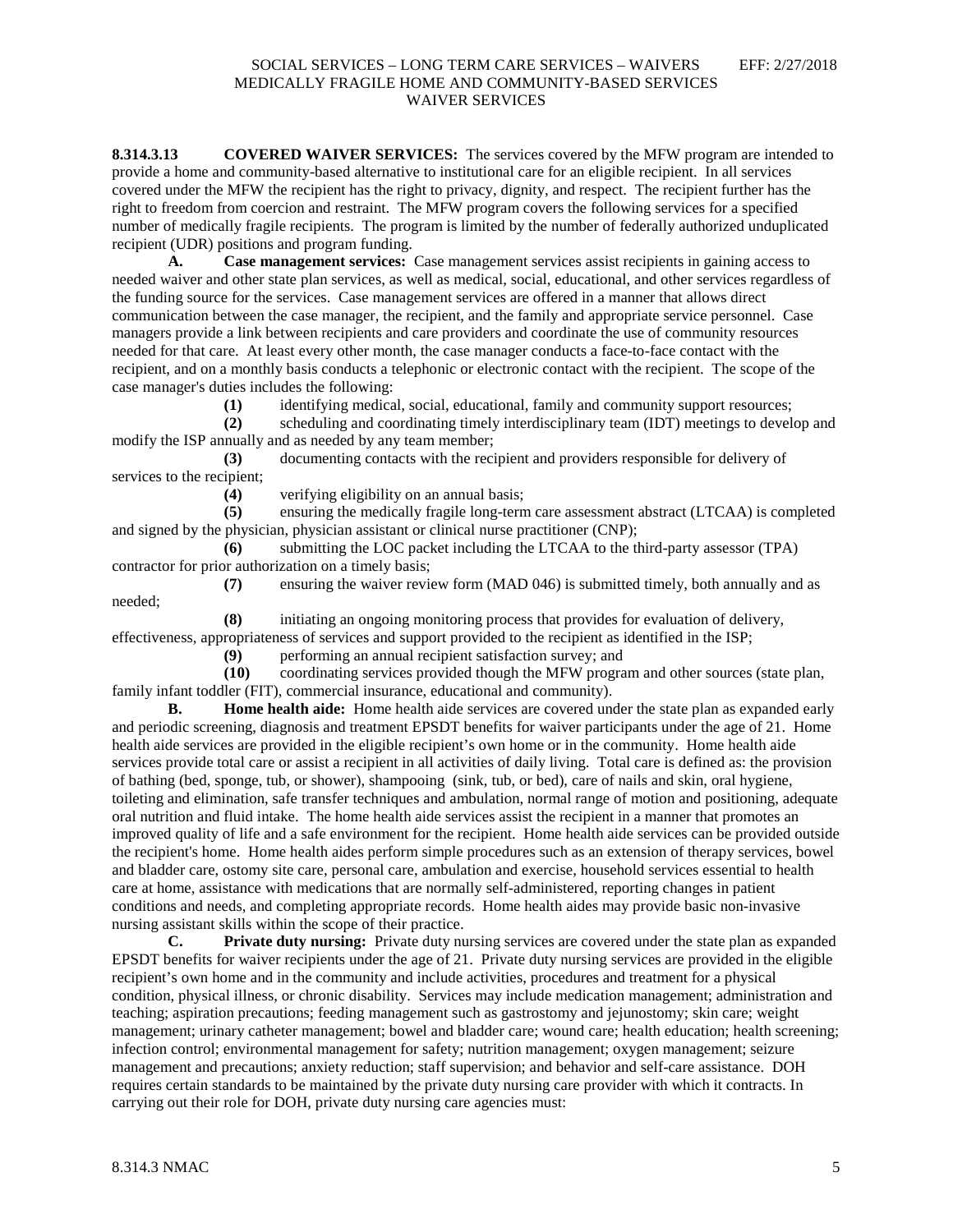**8.314.3.13 COVERED WAIVER SERVICES:** The services covered by the MFW program are intended to provide a home and community-based alternative to institutional care for an eligible recipient. In all services covered under the MFW the recipient has the right to privacy, dignity, and respect. The recipient further has the right to freedom from coercion and restraint. The MFW program covers the following services for a specified number of medically fragile recipients. The program is limited by the number of federally authorized unduplicated recipient (UDR) positions and program funding.

**A. Case management services:** Case management services assist recipients in gaining access to needed waiver and other state plan services, as well as medical, social, educational, and other services regardless of the funding source for the services. Case management services are offered in a manner that allows direct communication between the case manager, the recipient, and the family and appropriate service personnel. Case managers provide a link between recipients and care providers and coordinate the use of community resources needed for that care. At least every other month, the case manager conducts a face-to-face contact with the recipient, and on a monthly basis conducts a telephonic or electronic contact with the recipient. The scope of the case manager's duties includes the following:

**(1)** identifying medical, social, educational, family and community support resources;

**(2)** scheduling and coordinating timely interdisciplinary team (IDT) meetings to develop and modify the ISP annually and as needed by any team member;

**(3)** documenting contacts with the recipient and providers responsible for delivery of services to the recipient;

**(4)** verifying eligibility on an annual basis;

**(5)** ensuring the medically fragile long-term care assessment abstract (LTCAA) is completed and signed by the physician, physician assistant or clinical nurse practitioner (CNP);

**(6)** submitting the LOC packet including the LTCAA to the third-party assessor (TPA) contractor for prior authorization on a timely basis;

**(7)** ensuring the waiver review form (MAD 046) is submitted timely, both annually and as needed;

**(8)** initiating an ongoing monitoring process that provides for evaluation of delivery, effectiveness, appropriateness of services and support provided to the recipient as identified in the ISP;

**(9)** performing an annual recipient satisfaction survey; and

**(10)** coordinating services provided though the MFW program and other sources (state plan, family infant toddler (FIT), commercial insurance, educational and community).

**B. Home health aide:** Home health aide services are covered under the state plan as expanded early and periodic screening, diagnosis and treatment EPSDT benefits for waiver participants under the age of 21. Home health aide services are provided in the eligible recipient's own home or in the community. Home health aide services provide total care or assist a recipient in all activities of daily living. Total care is defined as: the provision of bathing (bed, sponge, tub, or shower), shampooing (sink, tub, or bed), care of nails and skin, oral hygiene, toileting and elimination, safe transfer techniques and ambulation, normal range of motion and positioning, adequate oral nutrition and fluid intake. The home health aide services assist the recipient in a manner that promotes an improved quality of life and a safe environment for the recipient. Home health aide services can be provided outside the recipient's home. Home health aides perform simple procedures such as an extension of therapy services, bowel and bladder care, ostomy site care, personal care, ambulation and exercise, household services essential to health care at home, assistance with medications that are normally self-administered, reporting changes in patient conditions and needs, and completing appropriate records. Home health aides may provide basic non-invasive nursing assistant skills within the scope of their practice.

**C. Private duty nursing:** Private duty nursing services are covered under the state plan as expanded EPSDT benefits for waiver recipients under the age of 21. Private duty nursing services are provided in the eligible recipient's own home and in the community and include activities, procedures and treatment for a physical condition, physical illness, or chronic disability. Services may include medication management; administration and teaching; aspiration precautions; feeding management such as gastrostomy and jejunostomy; skin care; weight management; urinary catheter management; bowel and bladder care; wound care; health education; health screening; infection control; environmental management for safety; nutrition management; oxygen management; seizure management and precautions; anxiety reduction; staff supervision; and behavior and self-care assistance. DOH requires certain standards to be maintained by the private duty nursing care provider with which it contracts. In carrying out their role for DOH, private duty nursing care agencies must: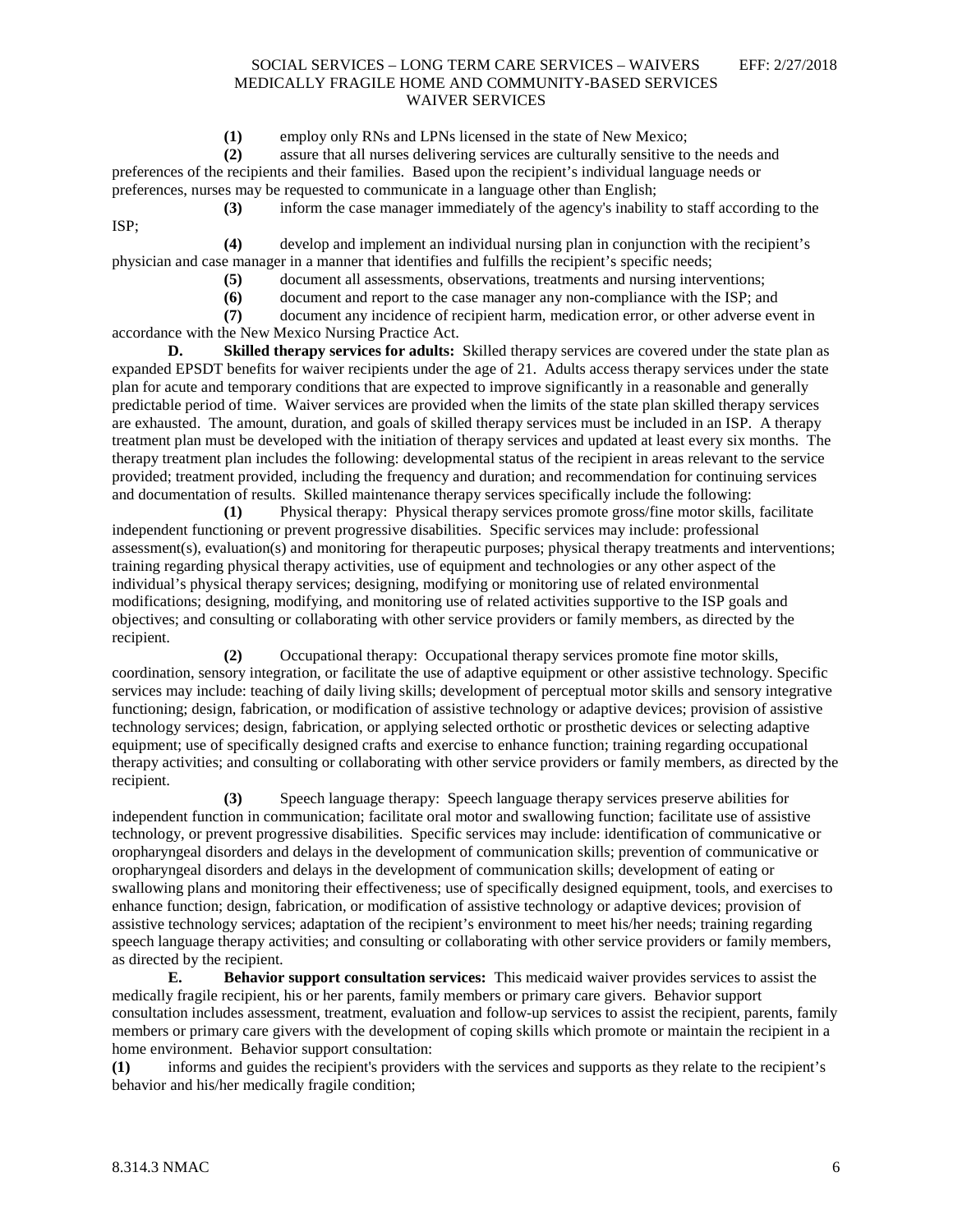**(1)** employ only RNs and LPNs licensed in the state of New Mexico;

**(2)** assure that all nurses delivering services are culturally sensitive to the needs and preferences of the recipients and their families. Based upon the recipient's individual language needs or preferences, nurses may be requested to communicate in a language other than English;

**(3)** inform the case manager immediately of the agency's inability to staff according to the ISP;

**(4)** develop and implement an individual nursing plan in conjunction with the recipient's physician and case manager in a manner that identifies and fulfills the recipient's specific needs;

**(5)** document all assessments, observations, treatments and nursing interventions;

**(6)** document and report to the case manager any non-compliance with the ISP; and

**(7)** document any incidence of recipient harm, medication error, or other adverse event in accordance with the New Mexico Nursing Practice Act.

**D. Skilled therapy services for adults:** Skilled therapy services are covered under the state plan as expanded EPSDT benefits for waiver recipients under the age of 21. Adults access therapy services under the state plan for acute and temporary conditions that are expected to improve significantly in a reasonable and generally predictable period of time. Waiver services are provided when the limits of the state plan skilled therapy services are exhausted. The amount, duration, and goals of skilled therapy services must be included in an ISP. A therapy treatment plan must be developed with the initiation of therapy services and updated at least every six months. The therapy treatment plan includes the following: developmental status of the recipient in areas relevant to the service provided; treatment provided, including the frequency and duration; and recommendation for continuing services and documentation of results. Skilled maintenance therapy services specifically include the following:

**(1)** Physical therapy: Physical therapy services promote gross/fine motor skills, facilitate independent functioning or prevent progressive disabilities. Specific services may include: professional assessment(s), evaluation(s) and monitoring for therapeutic purposes; physical therapy treatments and interventions; training regarding physical therapy activities, use of equipment and technologies or any other aspect of the individual's physical therapy services; designing, modifying or monitoring use of related environmental modifications; designing, modifying, and monitoring use of related activities supportive to the ISP goals and objectives; and consulting or collaborating with other service providers or family members, as directed by the recipient.

**(2)** Occupational therapy: Occupational therapy services promote fine motor skills, coordination, sensory integration, or facilitate the use of adaptive equipment or other assistive technology. Specific services may include: teaching of daily living skills; development of perceptual motor skills and sensory integrative functioning; design, fabrication, or modification of assistive technology or adaptive devices; provision of assistive technology services; design, fabrication, or applying selected orthotic or prosthetic devices or selecting adaptive equipment; use of specifically designed crafts and exercise to enhance function; training regarding occupational therapy activities; and consulting or collaborating with other service providers or family members, as directed by the recipient.

**(3)** Speech language therapy: Speech language therapy services preserve abilities for independent function in communication; facilitate oral motor and swallowing function; facilitate use of assistive technology, or prevent progressive disabilities. Specific services may include: identification of communicative or oropharyngeal disorders and delays in the development of communication skills; prevention of communicative or oropharyngeal disorders and delays in the development of communication skills; development of eating or swallowing plans and monitoring their effectiveness; use of specifically designed equipment, tools, and exercises to enhance function; design, fabrication, or modification of assistive technology or adaptive devices; provision of assistive technology services; adaptation of the recipient's environment to meet his/her needs; training regarding speech language therapy activities; and consulting or collaborating with other service providers or family members, as directed by the recipient.

**E. Behavior support consultation services:** This medicaid waiver provides services to assist the medically fragile recipient, his or her parents, family members or primary care givers. Behavior support consultation includes assessment, treatment, evaluation and follow-up services to assist the recipient, parents, family members or primary care givers with the development of coping skills which promote or maintain the recipient in a home environment. Behavior support consultation:

**(1)** informs and guides the recipient's providers with the services and supports as they relate to the recipient's behavior and his/her medically fragile condition;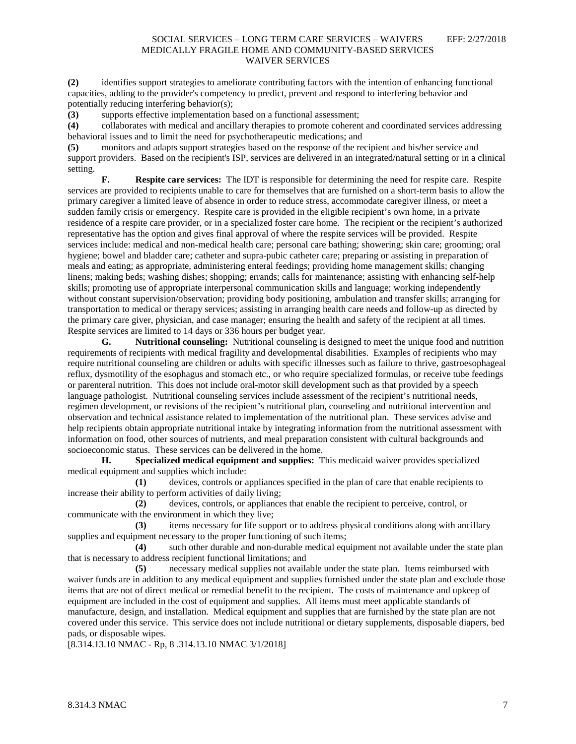**(2)** identifies support strategies to ameliorate contributing factors with the intention of enhancing functional capacities, adding to the provider's competency to predict, prevent and respond to interfering behavior and potentially reducing interfering behavior(s);

**(3)** supports effective implementation based on a functional assessment;

**(4)** collaborates with medical and ancillary therapies to promote coherent and coordinated services addressing behavioral issues and to limit the need for psychotherapeutic medications; and

**(5)** monitors and adapts support strategies based on the response of the recipient and his/her service and support providers. Based on the recipient's ISP, services are delivered in an integrated/natural setting or in a clinical setting.

**F. Respite care services:** The IDT is responsible for determining the need for respite care. Respite services are provided to recipients unable to care for themselves that are furnished on a short-term basis to allow the primary caregiver a limited leave of absence in order to reduce stress, accommodate caregiver illness, or meet a sudden family crisis or emergency. Respite care is provided in the eligible recipient's own home, in a private residence of a respite care provider, or in a specialized foster care home. The recipient or the recipient's authorized representative has the option and gives final approval of where the respite services will be provided. Respite services include: medical and non-medical health care; personal care bathing; showering; skin care; grooming; oral hygiene; bowel and bladder care; catheter and supra-pubic catheter care; preparing or assisting in preparation of meals and eating; as appropriate, administering enteral feedings; providing home management skills; changing linens; making beds; washing dishes; shopping; errands; calls for maintenance; assisting with enhancing self-help skills; promoting use of appropriate interpersonal communication skills and language; working independently without constant supervision/observation; providing body positioning, ambulation and transfer skills; arranging for transportation to medical or therapy services; assisting in arranging health care needs and follow-up as directed by the primary care giver, physician, and case manager; ensuring the health and safety of the recipient at all times. Respite services are limited to 14 days or 336 hours per budget year.

**G. Nutritional counseling:** Nutritional counseling is designed to meet the unique food and nutrition requirements of recipients with medical fragility and developmental disabilities. Examples of recipients who may require nutritional counseling are children or adults with specific illnesses such as failure to thrive, gastroesophageal reflux, dysmotility of the esophagus and stomach etc., or who require specialized formulas, or receive tube feedings or parenteral nutrition. This does not include oral-motor skill development such as that provided by a speech language pathologist. Nutritional counseling services include assessment of the recipient's nutritional needs, regimen development, or revisions of the recipient's nutritional plan, counseling and nutritional intervention and observation and technical assistance related to implementation of the nutritional plan. These services advise and help recipients obtain appropriate nutritional intake by integrating information from the nutritional assessment with information on food, other sources of nutrients, and meal preparation consistent with cultural backgrounds and socioeconomic status. These services can be delivered in the home.

**H. Specialized medical equipment and supplies:** This medicaid waiver provides specialized medical equipment and supplies which include:

**(1)** devices, controls or appliances specified in the plan of care that enable recipients to increase their ability to perform activities of daily living;

**(2)** devices, controls, or appliances that enable the recipient to perceive, control, or communicate with the environment in which they live;

**(3)** items necessary for life support or to address physical conditions along with ancillary supplies and equipment necessary to the proper functioning of such items;

**(4)** such other durable and non-durable medical equipment not available under the state plan that is necessary to address recipient functional limitations; and

**(5)** necessary medical supplies not available under the state plan. Items reimbursed with waiver funds are in addition to any medical equipment and supplies furnished under the state plan and exclude those items that are not of direct medical or remedial benefit to the recipient. The costs of maintenance and upkeep of equipment are included in the cost of equipment and supplies. All items must meet applicable standards of manufacture, design, and installation. Medical equipment and supplies that are furnished by the state plan are not covered under this service. This service does not include nutritional or dietary supplements, disposable diapers, bed pads, or disposable wipes.

[8.314.13.10 NMAC - Rp, 8 .314.13.10 NMAC 3/1/2018]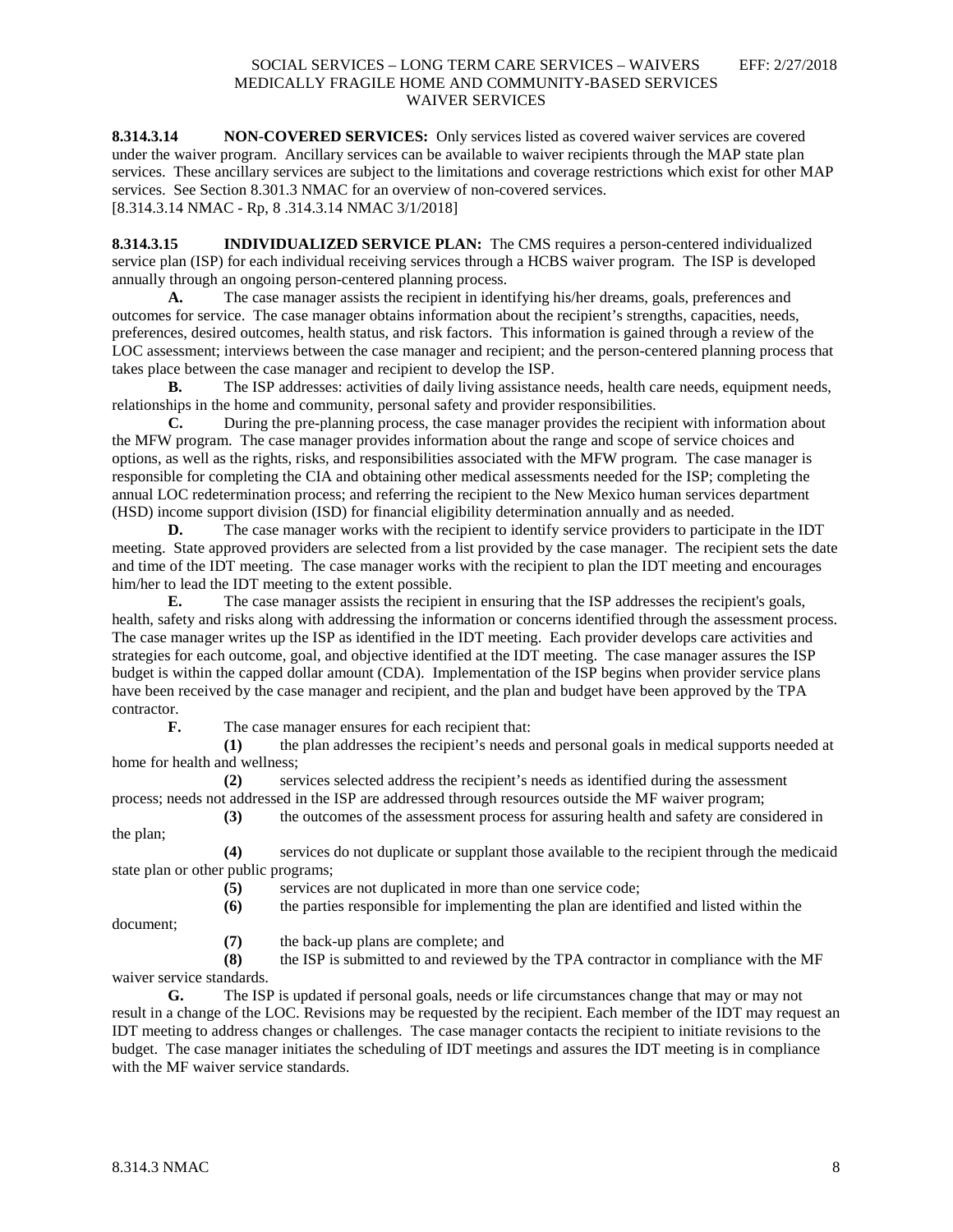**8.314.3.14 NON-COVERED SERVICES:** Only services listed as covered waiver services are covered under the waiver program. Ancillary services can be available to waiver recipients through the MAP state plan services. These ancillary services are subject to the limitations and coverage restrictions which exist for other MAP services. See Section 8.301.3 NMAC for an overview of non-covered services.
[8.314.3.14 NMAC - Rp, 8 .314.3.14 NMAC 3/1/2018]

**8.314.3.15 INDIVIDUALIZED SERVICE PLAN:** The CMS requires a person-centered individualized service plan (ISP) for each individual receiving services through a HCBS waiver program. The ISP is developed annually through an ongoing person-centered planning process.

**A.** The case manager assists the recipient in identifying his/her dreams, goals, preferences and outcomes for service. The case manager obtains information about the recipient's strengths, capacities, needs, preferences, desired outcomes, health status, and risk factors. This information is gained through a review of the LOC assessment; interviews between the case manager and recipient; and the person-centered planning process that takes place between the case manager and recipient to develop the ISP.

**B.** The ISP addresses: activities of daily living assistance needs, health care needs, equipment needs, relationships in the home and community, personal safety and provider responsibilities.

**C.** During the pre-planning process, the case manager provides the recipient with information about the MFW program. The case manager provides information about the range and scope of service choices and options, as well as the rights, risks, and responsibilities associated with the MFW program. The case manager is responsible for completing the CIA and obtaining other medical assessments needed for the ISP; completing the annual LOC redetermination process; and referring the recipient to the New Mexico human services department (HSD) income support division (ISD) for financial eligibility determination annually and as needed.

**D.** The case manager works with the recipient to identify service providers to participate in the IDT meeting. State approved providers are selected from a list provided by the case manager. The recipient sets the date and time of the IDT meeting. The case manager works with the recipient to plan the IDT meeting and encourages him/her to lead the IDT meeting to the extent possible.

**E.** The case manager assists the recipient in ensuring that the ISP addresses the recipient's goals, health, safety and risks along with addressing the information or concerns identified through the assessment process. The case manager writes up the ISP as identified in the IDT meeting. Each provider develops care activities and strategies for each outcome, goal, and objective identified at the IDT meeting. The case manager assures the ISP budget is within the capped dollar amount (CDA). Implementation of the ISP begins when provider service plans have been received by the case manager and recipient, and the plan and budget have been approved by the TPA contractor.

**F.** The case manager ensures for each recipient that:

**(1)** the plan addresses the recipient's needs and personal goals in medical supports needed at home for health and wellness;

**(2)** services selected address the recipient's needs as identified during the assessment process; needs not addressed in the ISP are addressed through resources outside the MF waiver program;

**(3)** the outcomes of the assessment process for assuring health and safety are considered in the plan;

**(4)** services do not duplicate or supplant those available to the recipient through the medicaid state plan or other public programs;

**(5)** services are not duplicated in more than one service code;

**(6)** the parties responsible for implementing the plan are identified and listed within the document;

**(7)** the back-up plans are complete; and

**(8)** the ISP is submitted to and reviewed by the TPA contractor in compliance with the MF waiver service standards.

**G.** The ISP is updated if personal goals, needs or life circumstances change that may or may not result in a change of the LOC. Revisions may be requested by the recipient. Each member of the IDT may request an IDT meeting to address changes or challenges. The case manager contacts the recipient to initiate revisions to the budget. The case manager initiates the scheduling of IDT meetings and assures the IDT meeting is in compliance with the MF waiver service standards.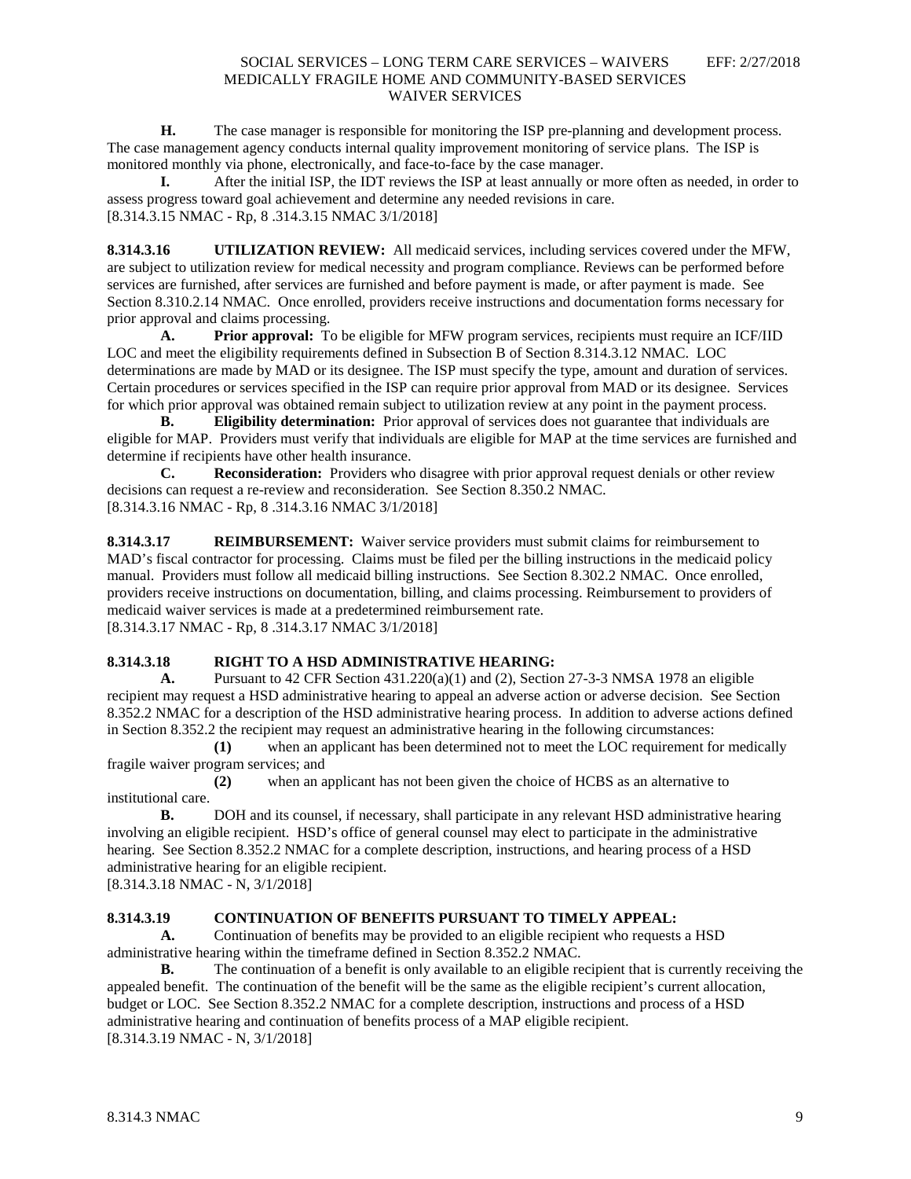**H.** The case manager is responsible for monitoring the ISP pre-planning and development process. The case management agency conducts internal quality improvement monitoring of service plans. The ISP is monitored monthly via phone, electronically, and face-to-face by the case manager.

**I.** After the initial ISP, the IDT reviews the ISP at least annually or more often as needed, in order to assess progress toward goal achievement and determine any needed revisions in care.
[8.314.3.15 NMAC - Rp, 8 .314.3.15 NMAC 3/1/2018]

**8.314.3.16 UTILIZATION REVIEW:** All medicaid services, including services covered under the MFW, are subject to utilization review for medical necessity and program compliance. Reviews can be performed before services are furnished, after services are furnished and before payment is made, or after payment is made. See Section 8.310.2.14 NMAC. Once enrolled, providers receive instructions and documentation forms necessary for prior approval and claims processing.

**A. Prior approval:** To be eligible for MFW program services, recipients must require an ICF/IID LOC and meet the eligibility requirements defined in Subsection B of Section 8.314.3.12 NMAC. LOC determinations are made by MAD or its designee. The ISP must specify the type, amount and duration of services. Certain procedures or services specified in the ISP can require prior approval from MAD or its designee. Services for which prior approval was obtained remain subject to utilization review at any point in the payment process.

**B. Eligibility determination:** Prior approval of services does not guarantee that individuals are eligible for MAP. Providers must verify that individuals are eligible for MAP at the time services are furnished and determine if recipients have other health insurance.

**C. Reconsideration:** Providers who disagree with prior approval request denials or other review decisions can request a re-review and reconsideration. See Section 8.350.2 NMAC.
[8.314.3.16 NMAC - Rp, 8 .314.3.16 NMAC 3/1/2018]

**8.314.3.17 REIMBURSEMENT:** Waiver service providers must submit claims for reimbursement to MAD's fiscal contractor for processing. Claims must be filed per the billing instructions in the medicaid policy manual. Providers must follow all medicaid billing instructions. See Section 8.302.2 NMAC. Once enrolled, providers receive instructions on documentation, billing, and claims processing. Reimbursement to providers of medicaid waiver services is made at a predetermined reimbursement rate.
[8.314.3.17 NMAC - Rp, 8 .314.3.17 NMAC 3/1/2018]

**8.314.3.18 RIGHT TO A HSD ADMINISTRATIVE HEARING:**

**A.** Pursuant to 42 CFR Section 431.220(a)(1) and (2), Section 27-3-3 NMSA 1978 an eligible recipient may request a HSD administrative hearing to appeal an adverse action or adverse decision. See Section 8.352.2 NMAC for a description of the HSD administrative hearing process. In addition to adverse actions defined in Section 8.352.2 the recipient may request an administrative hearing in the following circumstances:

**(1)** when an applicant has been determined not to meet the LOC requirement for medically fragile waiver program services; and

**(2)** when an applicant has not been given the choice of HCBS as an alternative to institutional care.

**B.** DOH and its counsel, if necessary, shall participate in any relevant HSD administrative hearing involving an eligible recipient. HSD's office of general counsel may elect to participate in the administrative hearing. See Section 8.352.2 NMAC for a complete description, instructions, and hearing process of a HSD administrative hearing for an eligible recipient.
[8.314.3.18 NMAC - N, 3/1/2018]

**8.314.3.19 CONTINUATION OF BENEFITS PURSUANT TO TIMELY APPEAL:**

**A.** Continuation of benefits may be provided to an eligible recipient who requests a HSD administrative hearing within the timeframe defined in Section 8.352.2 NMAC.

**B.** The continuation of a benefit is only available to an eligible recipient that is currently receiving the appealed benefit. The continuation of the benefit will be the same as the eligible recipient's current allocation, budget or LOC. See Section 8.352.2 NMAC for a complete description, instructions and process of a HSD administrative hearing and continuation of benefits process of a MAP eligible recipient.
[8.314.3.19 NMAC - N, 3/1/2018]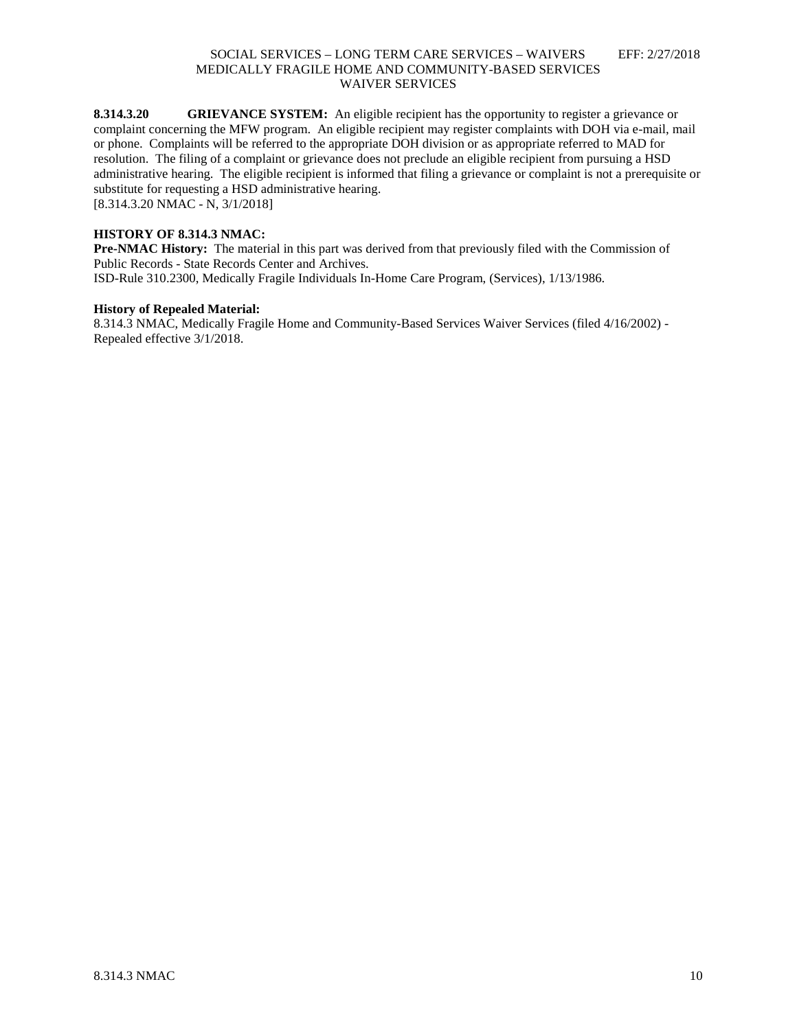**8.314.3.20 GRIEVANCE SYSTEM:** An eligible recipient has the opportunity to register a grievance or complaint concerning the MFW program. An eligible recipient may register complaints with DOH via e-mail, mail or phone. Complaints will be referred to the appropriate DOH division or as appropriate referred to MAD for resolution. The filing of a complaint or grievance does not preclude an eligible recipient from pursuing a HSD administrative hearing. The eligible recipient is informed that filing a grievance or complaint is not a prerequisite or substitute for requesting a HSD administrative hearing.
[8.314.3.20 NMAC - N, 3/1/2018]

**HISTORY OF 8.314.3 NMAC:**
**Pre-NMAC History:** The material in this part was derived from that previously filed with the Commission of Public Records - State Records Center and Archives.
ISD-Rule 310.2300, Medically Fragile Individuals In-Home Care Program, (Services), 1/13/1986.

**History of Repealed Material:**
8.314.3 NMAC, Medically Fragile Home and Community-Based Services Waiver Services (filed 4/16/2002) - Repealed effective 3/1/2018.